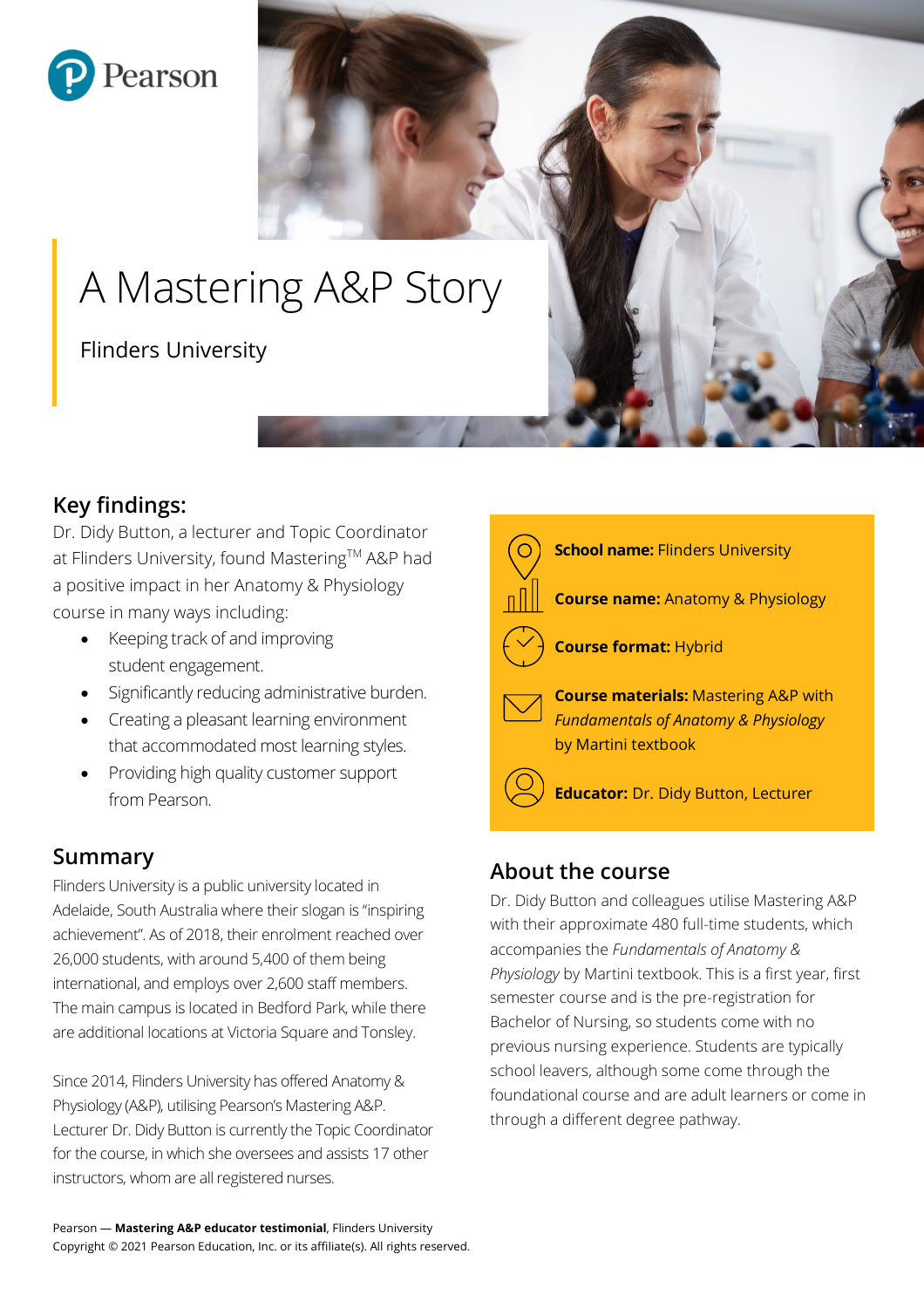Pearson

# A Mastering A&P Story

Flinders University

## Key findings:

Dr. Didy Button, a lecturer and Topic Coordinator at Flinders University, found Mastering™ A&P had a positive impact in her Anatomy & Physiology course in many ways including:

- Keeping track of and improving student engagement.
- Significantly reducing administrative burden.
- Creating a pleasant learning environment that accommodated most learning styles.
- Providing high quality customer support from Pearson.

## Summary

Flinders University is a public university located in Adelaide, South Australia where their slogan is "inspiring achievement". As of 2018, their enrolment reached over 26,000 students, with around 5,400 of them being international, and employs over 2,600 staff members. The main campus is located in Bedford Park, while there are additional locations at Victoria Square and Tonsley.

Since 2014, Flinders University has offered Anatomy & Physiology (A&P), utilising Pearson's Mastering A&P. Lecturer Dr. Didy Button is currently the Topic Coordinator for the course, in which she oversees and assists 17 other instructors, whom are all registered nurses.

**School name:** Flinders University

**Course name:** Anatomy & Physiology

**Course format:** Hybrid

**Course materials:** Mastering A&P with *Fundamentals of Anatomy & Physiology* by Martini textbook

**Educator:** Dr. Didy Button, Lecturer

## About the course

Dr. Didy Button and colleagues utilise Mastering A&P with their approximate 480 full-time students, which accompanies the *Fundamentals of Anatomy & Physiology* by Martini textbook. This is a first year, first semester course and is the pre-registration for Bachelor of Nursing, so students come with no previous nursing experience. Students are typically school leavers, although some come through the foundational course and are adult learners or come in through a different degree pathway.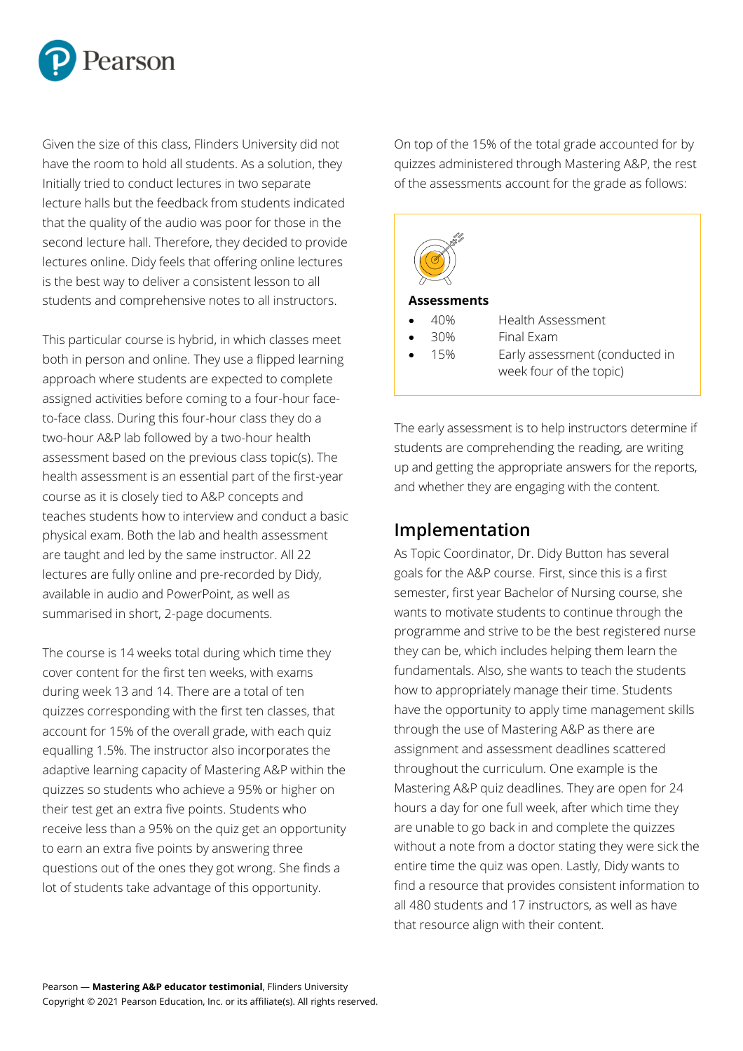Given the size of this class, Flinders University did not have the room to hold all students. As a solution, they Initially tried to conduct lectures in two separate lecture halls but the feedback from students indicated that the quality of the audio was poor for those in the second lecture hall. Therefore, they decided to provide lectures online. Didy feels that offering online lectures is the best way to deliver a consistent lesson to all students and comprehensive notes to all instructors.

This particular course is hybrid, in which classes meet both in person and online. They use a flipped learning approach where students are expected to complete assigned activities before coming to a four-hour face-to-face class. During this four-hour class they do a two-hour A&P lab followed by a two-hour health assessment based on the previous class topic(s). The health assessment is an essential part of the first-year course as it is closely tied to A&P concepts and teaches students how to interview and conduct a basic physical exam. Both the lab and health assessment are taught and led by the same instructor. All 22 lectures are fully online and pre-recorded by Didy, available in audio and PowerPoint, as well as summarised in short, 2-page documents.

The course is 14 weeks total during which time they cover content for the first ten weeks, with exams during week 13 and 14. There are a total of ten quizzes corresponding with the first ten classes, that account for 15% of the overall grade, with each quiz equalling 1.5%. The instructor also incorporates the adaptive learning capacity of Mastering A&P within the quizzes so students who achieve a 95% or higher on their test get an extra five points. Students who receive less than a 95% on the quiz get an opportunity to earn an extra five points by answering three questions out of the ones they got wrong. She finds a lot of students take advantage of this opportunity.

On top of the 15% of the total grade accounted for by quizzes administered through Mastering A&P, the rest of the assessments account for the grade as follows:

**Assessments**

- 40% Health Assessment
- 30% Final Exam
- 15% Early assessment (conducted in week four of the topic)

The early assessment is to help instructors determine if students are comprehending the reading, are writing up and getting the appropriate answers for the reports, and whether they are engaging with the content.

## Implementation

As Topic Coordinator, Dr. Didy Button has several goals for the A&P course. First, since this is a first semester, first year Bachelor of Nursing course, she wants to motivate students to continue through the programme and strive to be the best registered nurse they can be, which includes helping them learn the fundamentals. Also, she wants to teach the students how to appropriately manage their time. Students have the opportunity to apply time management skills through the use of Mastering A&P as there are assignment and assessment deadlines scattered throughout the curriculum. One example is the Mastering A&P quiz deadlines. They are open for 24 hours a day for one full week, after which time they are unable to go back in and complete the quizzes without a note from a doctor stating they were sick the entire time the quiz was open. Lastly, Didy wants to find a resource that provides consistent information to all 480 students and 17 instructors, as well as have that resource align with their content.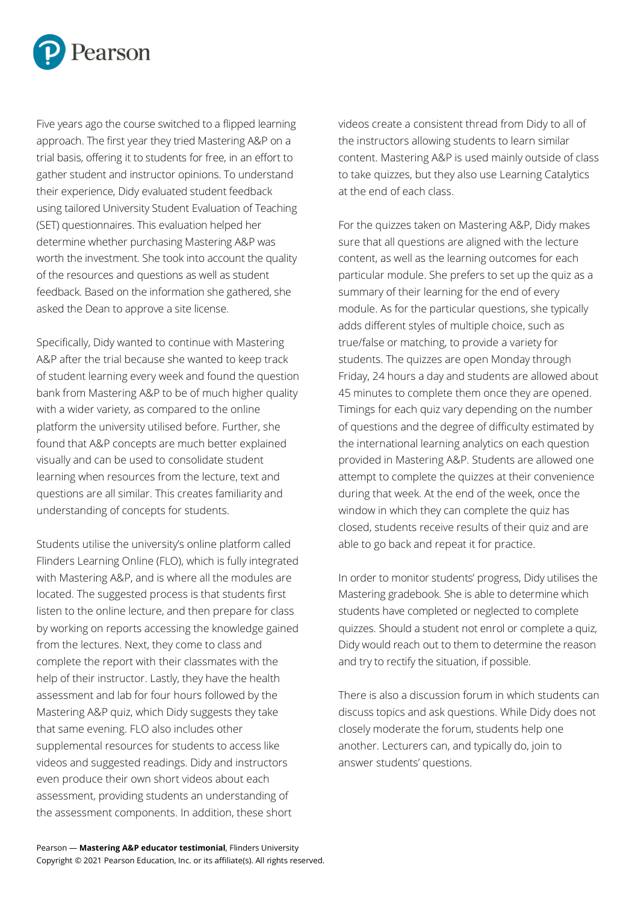Five years ago the course switched to a flipped learning approach. The first year they tried Mastering A&P on a trial basis, offering it to students for free, in an effort to gather student and instructor opinions. To understand their experience, Didy evaluated student feedback using tailored University Student Evaluation of Teaching (SET) questionnaires. This evaluation helped her determine whether purchasing Mastering A&P was worth the investment. She took into account the quality of the resources and questions as well as student feedback. Based on the information she gathered, she asked the Dean to approve a site license.

Specifically, Didy wanted to continue with Mastering A&P after the trial because she wanted to keep track of student learning every week and found the question bank from Mastering A&P to be of much higher quality with a wider variety, as compared to the online platform the university utilised before. Further, she found that A&P concepts are much better explained visually and can be used to consolidate student learning when resources from the lecture, text and questions are all similar. This creates familiarity and understanding of concepts for students.

Students utilise the university's online platform called Flinders Learning Online (FLO), which is fully integrated with Mastering A&P, and is where all the modules are located. The suggested process is that students first listen to the online lecture, and then prepare for class by working on reports accessing the knowledge gained from the lectures. Next, they come to class and complete the report with their classmates with the help of their instructor. Lastly, they have the health assessment and lab for four hours followed by the Mastering A&P quiz, which Didy suggests they take that same evening. FLO also includes other supplemental resources for students to access like videos and suggested readings. Didy and instructors even produce their own short videos about each assessment, providing students an understanding of the assessment components. In addition, these short videos create a consistent thread from Didy to all of the instructors allowing students to learn similar content. Mastering A&P is used mainly outside of class to take quizzes, but they also use Learning Catalytics at the end of each class.

For the quizzes taken on Mastering A&P, Didy makes sure that all questions are aligned with the lecture content, as well as the learning outcomes for each particular module. She prefers to set up the quiz as a summary of their learning for the end of every module. As for the particular questions, she typically adds different styles of multiple choice, such as true/false or matching, to provide a variety for students. The quizzes are open Monday through Friday, 24 hours a day and students are allowed about 45 minutes to complete them once they are opened. Timings for each quiz vary depending on the number of questions and the degree of difficulty estimated by the international learning analytics on each question provided in Mastering A&P. Students are allowed one attempt to complete the quizzes at their convenience during that week. At the end of the week, once the window in which they can complete the quiz has closed, students receive results of their quiz and are able to go back and repeat it for practice.

In order to monitor students' progress, Didy utilises the Mastering gradebook. She is able to determine which students have completed or neglected to complete quizzes. Should a student not enrol or complete a quiz, Didy would reach out to them to determine the reason and try to rectify the situation, if possible.

There is also a discussion forum in which students can discuss topics and ask questions. While Didy does not closely moderate the forum, students help one another. Lecturers can, and typically do, join to answer students' questions.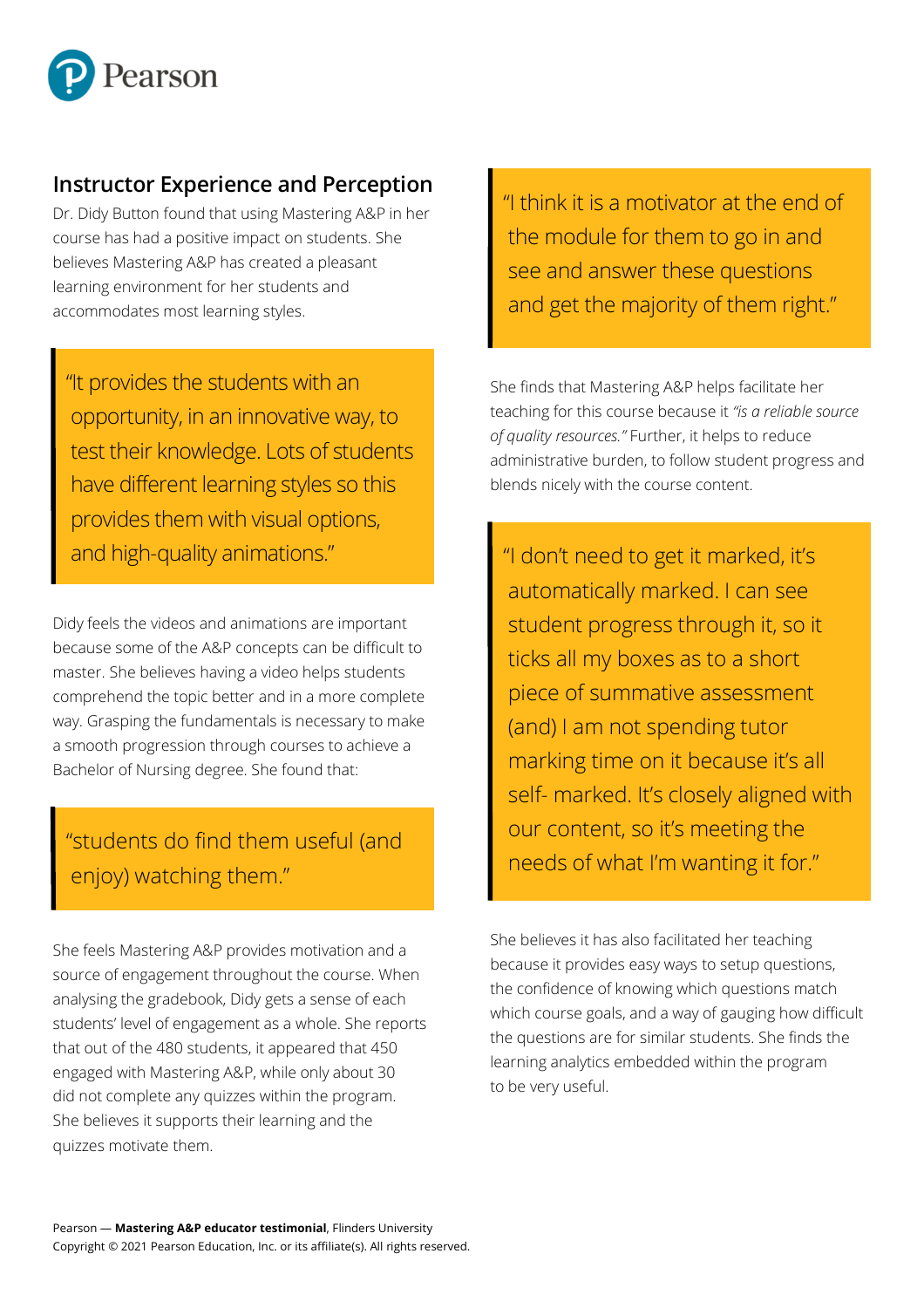## Instructor Experience and Perception

Dr. Didy Button found that using Mastering A&P in her course has had a positive impact on students. She believes Mastering A&P has created a pleasant learning environment for her students and accommodates most learning styles.

> "It provides the students with an opportunity, in an innovative way, to test their knowledge. Lots of students have different learning styles so this provides them with visual options, and high-quality animations."

Didy feels the videos and animations are important because some of the A&P concepts can be difficult to master. She believes having a video helps students comprehend the topic better and in a more complete way. Grasping the fundamentals is necessary to make a smooth progression through courses to achieve a Bachelor of Nursing degree. She found that:

> "students do find them useful (and enjoy) watching them."

She feels Mastering A&P provides motivation and a source of engagement throughout the course. When analysing the gradebook, Didy gets a sense of each students' level of engagement as a whole. She reports that out of the 480 students, it appeared that 450 engaged with Mastering A&P, while only about 30 did not complete any quizzes within the program. She believes it supports their learning and the quizzes motivate them.

> "I think it is a motivator at the end of the module for them to go in and see and answer these questions and get the majority of them right."

She finds that Mastering A&P helps facilitate her teaching for this course because it *"is a reliable source of quality resources."* Further, it helps to reduce administrative burden, to follow student progress and blends nicely with the course content.

> "I don't need to get it marked, it's automatically marked. I can see student progress through it, so it ticks all my boxes as to a short piece of summative assessment (and) I am not spending tutor marking time on it because it's all self- marked. It's closely aligned with our content, so it's meeting the needs of what I'm wanting it for."

She believes it has also facilitated her teaching because it provides easy ways to setup questions, the confidence of knowing which questions match which course goals, and a way of gauging how difficult the questions are for similar students. She finds the learning analytics embedded within the program to be very useful.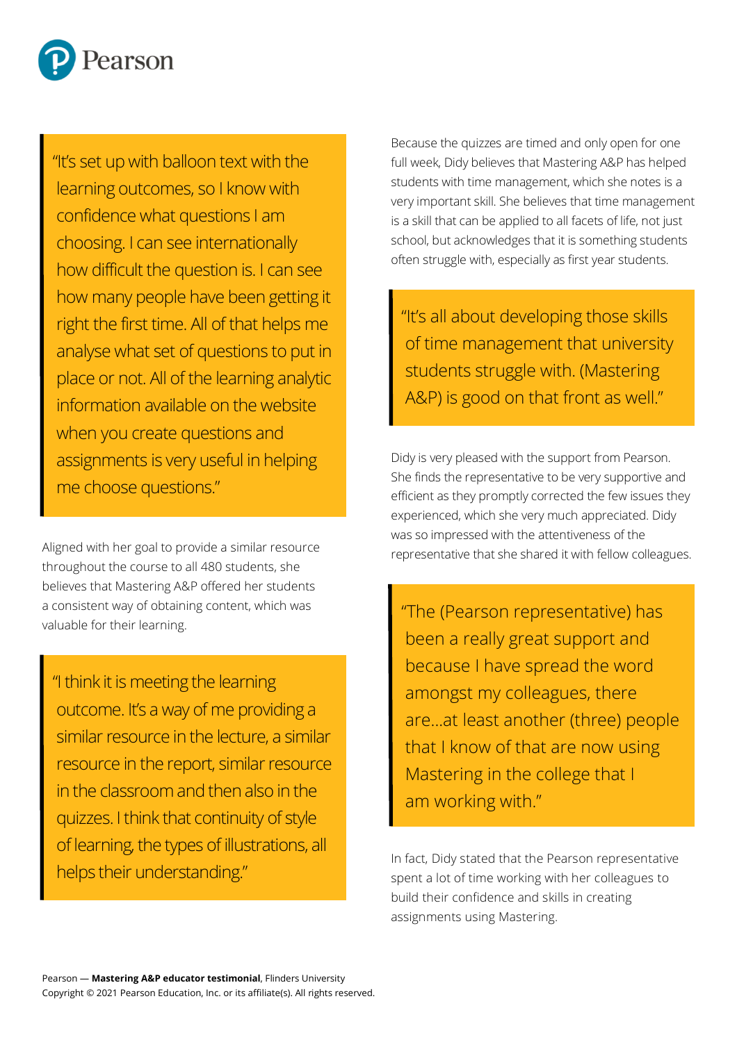> "It's set up with balloon text with the learning outcomes, so I know with confidence what questions I am choosing. I can see internationally how difficult the question is. I can see how many people have been getting it right the first time. All of that helps me analyse what set of questions to put in place or not. All of the learning analytic information available on the website when you create questions and assignments is very useful in helping me choose questions."

Aligned with her goal to provide a similar resource throughout the course to all 480 students, she believes that Mastering A&P offered her students a consistent way of obtaining content, which was valuable for their learning.

> "I think it is meeting the learning outcome. It's a way of me providing a similar resource in the lecture, a similar resource in the report, similar resource in the classroom and then also in the quizzes. I think that continuity of style of learning, the types of illustrations, all helps their understanding."

Because the quizzes are timed and only open for one full week, Didy believes that Mastering A&P has helped students with time management, which she notes is a very important skill. She believes that time management is a skill that can be applied to all facets of life, not just school, but acknowledges that it is something students often struggle with, especially as first year students.

> "It's all about developing those skills of time management that university students struggle with. (Mastering A&P) is good on that front as well."

Didy is very pleased with the support from Pearson. She finds the representative to be very supportive and efficient as they promptly corrected the few issues they experienced, which she very much appreciated. Didy was so impressed with the attentiveness of the representative that she shared it with fellow colleagues.

> "The (Pearson representative) has been a really great support and because I have spread the word amongst my colleagues, there are…at least another (three) people that I know of that are now using Mastering in the college that I am working with."

In fact, Didy stated that the Pearson representative spent a lot of time working with her colleagues to build their confidence and skills in creating assignments using Mastering.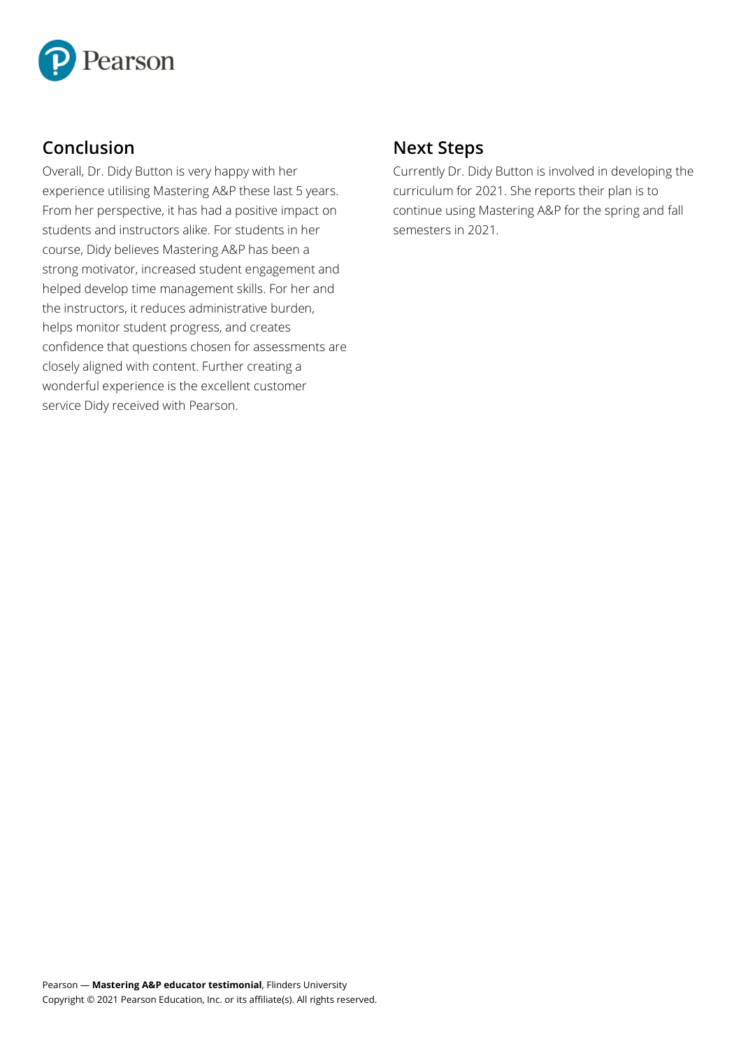## Conclusion

Overall, Dr. Didy Button is very happy with her experience utilising Mastering A&P these last 5 years. From her perspective, it has had a positive impact on students and instructors alike. For students in her course, Didy believes Mastering A&P has been a strong motivator, increased student engagement and helped develop time management skills. For her and the instructors, it reduces administrative burden, helps monitor student progress, and creates confidence that questions chosen for assessments are closely aligned with content. Further creating a wonderful experience is the excellent customer service Didy received with Pearson.

## Next Steps

Currently Dr. Didy Button is involved in developing the curriculum for 2021. She reports their plan is to continue using Mastering A&P for the spring and fall semesters in 2021.